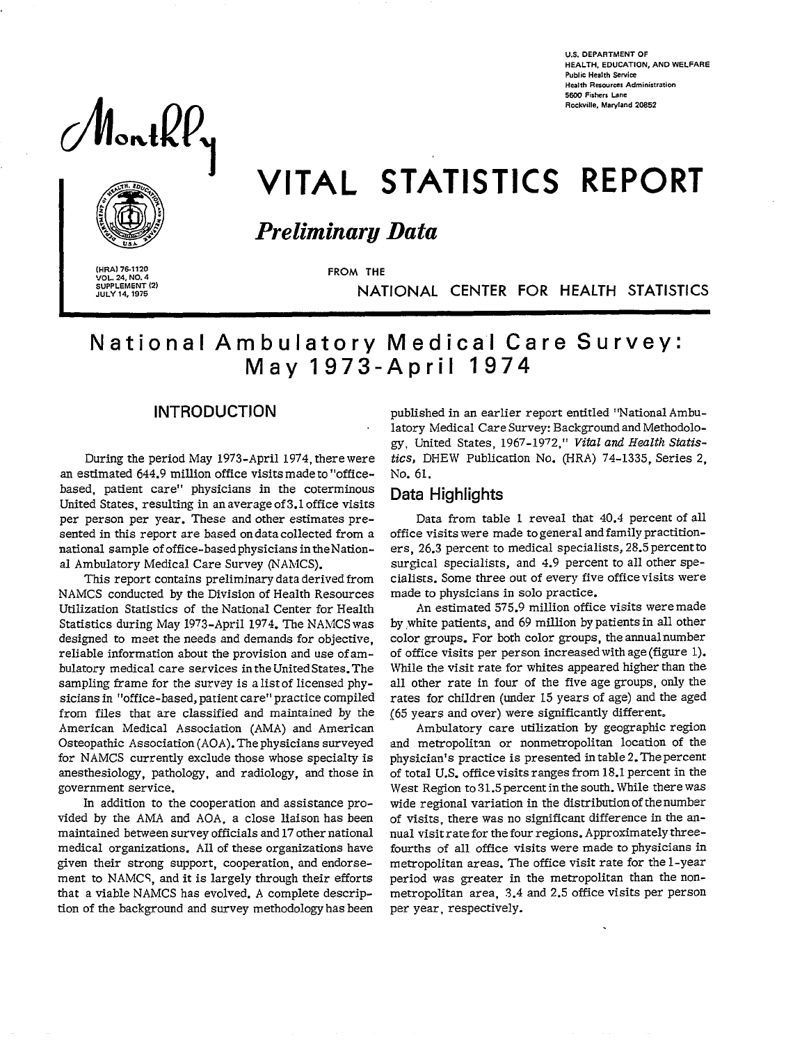U.S. DEPARTMENT OF HEALTH, EDUCATION, AND WELFARE
Public Health Service
Health Resources Administration
5600 Fishers Lane
Rockville, Maryland 20852

# Monthly VITAL STATISTICS REPORT

## *Preliminary Data*

FROM THE NATIONAL CENTER FOR HEALTH STATISTICS

(HRA) 76-1120
VOL. 24, NO. 4
SUPPLEMENT (2)
JULY 14, 1975

# National Ambulatory Medical Care Survey: May 1973-April 1974

## INTRODUCTION

During the period May 1973-April 1974, there were an estimated 644.9 million office visits made to "office-based, patient care" physicians in the coterminous United States, resulting in an average of 3.1 office visits per person per year. These and other estimates presented in this report are based on data collected from a national sample of office-based physicians in the National Ambulatory Medical Care Survey (NAMCS).

This report contains preliminary data derived from NAMCS conducted by the Division of Health Resources Utilization Statistics of the National Center for Health Statistics during May 1973-April 1974. The NAMCS was designed to meet the needs and demands for objective, reliable information about the provision and use of ambulatory medical care services in the United States. The sampling frame for the survey is a list of licensed physicians in "office-based, patient care" practice compiled from files that are classified and maintained by the American Medical Association (AMA) and American Osteopathic Association (AOA). The physicians surveyed for NAMCS currently exclude those whose specialty is anesthesiology, pathology, and radiology, and those in government service.

In addition to the cooperation and assistance provided by the AMA and AOA, a close liaison has been maintained between survey officials and 17 other national medical organizations. All of these organizations have given their strong support, cooperation, and endorsement to NAMCS, and it is largely through their efforts that a viable NAMCS has evolved. A complete description of the background and survey methodology has been published in an earlier report entitled "National Ambulatory Medical Care Survey: Background and Methodology, United States, 1967-1972," *Vital and Health Statistics*, DHEW Publication No. (HRA) 74-1335, Series 2, No. 61.

### Data Highlights

Data from table 1 reveal that 40.4 percent of all office visits were made to general and family practitioners, 26.3 percent to medical specialists, 28.5 percent to surgical specialists, and 4.9 percent to all other specialists. Some three out of every five office visits were made to physicians in solo practice.

An estimated 575.9 million office visits were made by white patients, and 69 million by patients in all other color groups. For both color groups, the annual number of office visits per person increased with age (figure 1). While the visit rate for whites appeared higher than the all other rate in four of the five age groups, only the rates for children (under 15 years of age) and the aged (65 years and over) were significantly different.

Ambulatory care utilization by geographic region and metropolitan or nonmetropolitan location of the physician's practice is presented in table 2. The percent of total U.S. office visits ranges from 18.1 percent in the West Region to 31.5 percent in the south. While there was wide regional variation in the distribution of the number of visits, there was no significant difference in the annual visit rate for the four regions. Approximately three-fourths of all office visits were made to physicians in metropolitan areas. The office visit rate for the 1-year period was greater in the metropolitan than the nonmetropolitan area, 3.4 and 2.5 office visits per person per year, respectively.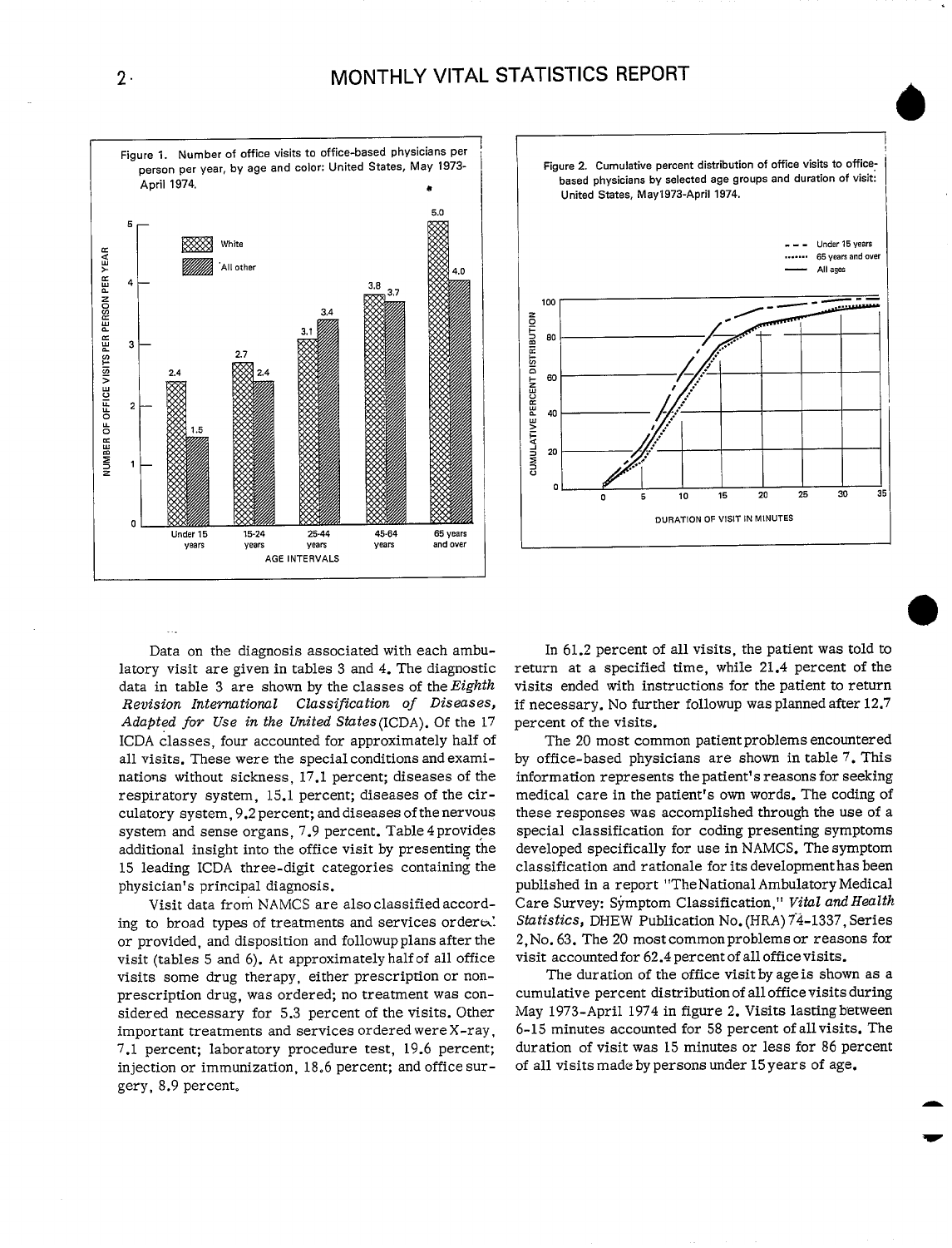Figure 1. Number of office visits to office-based physicians per person per year, by age and color: United States, May 1973-April 1974.

White

All other

NUMBER OF OFFICE VISITS PER PERSON PER YEAR

0
1
2
3
4
5

2.4
1.5
2.7
2.4
3.1
3.4
3.8
3.7
5.0
4.0

Under 15 years
15-24 years
25-44 years
45-64 years
65 years and over

AGE INTERVALS

Figure 2. Cumulative percent distribution of office visits to office-based physicians by selected age groups and duration of visit: United States, May1973-April 1974.

Under 15 years
65 years and over
All ages

CUMULATIVE PERCENT DISTRIBUTION

0
20
40
60
80
100

0
5
10
15
20
25
30
35

DURATION OF VISIT IN MINUTES

Data on the diagnosis associated with each ambulatory visit are given in tables 3 and 4. The diagnostic data in table 3 are shown by the classes of the *Eighth Revision International Classification of Diseases, Adapted for Use in the United States* (ICDA). Of the 17 ICDA classes, four accounted for approximately half of all visits. These were the special conditions and examinations without sickness, 17.1 percent; diseases of the respiratory system, 15.1 percent; diseases of the circulatory system, 9.2 percent; and diseases of the nervous system and sense organs, 7.9 percent. Table 4 provides additional insight into the office visit by presenting the 15 leading ICDA three-digit categories containing the physician's principal diagnosis.

Visit data from NAMCS are also classified according to broad types of treatments and services ordered or provided, and disposition and followup plans after the visit (tables 5 and 6). At approximately half of all office visits some drug therapy, either prescription or nonprescription drug, was ordered; no treatment was considered necessary for 5.3 percent of the visits. Other important treatments and services ordered were X-ray, 7.1 percent; laboratory procedure test, 19.6 percent; injection or immunization, 18.6 percent; and office surgery, 8.9 percent.

In 61.2 percent of all visits, the patient was told to return at a specified time, while 21.4 percent of the visits ended with instructions for the patient to return if necessary. No further followup was planned after 12.7 percent of the visits.

The 20 most common patient problems encountered by office-based physicians are shown in table 7. This information represents the patient's reasons for seeking medical care in the patient's own words. The coding of these responses was accomplished through the use of a special classification for coding presenting symptoms developed specifically for use in NAMCS. The symptom classification and rationale for its development has been published in a report "The National Ambulatory Medical Care Survey: Symptom Classification," *Vital and Health Statistics*, DHEW Publication No. (HRA) 74-1337, Series 2, No. 63. The 20 most common problems or reasons for visit accounted for 62.4 percent of all office visits.

The duration of the office visit by age is shown as a cumulative percent distribution of all office visits during May 1973-April 1974 in figure 2. Visits lasting between 6-15 minutes accounted for 58 percent of all visits. The duration of visit was 15 minutes or less for 86 percent of all visits made by persons under 15 years of age.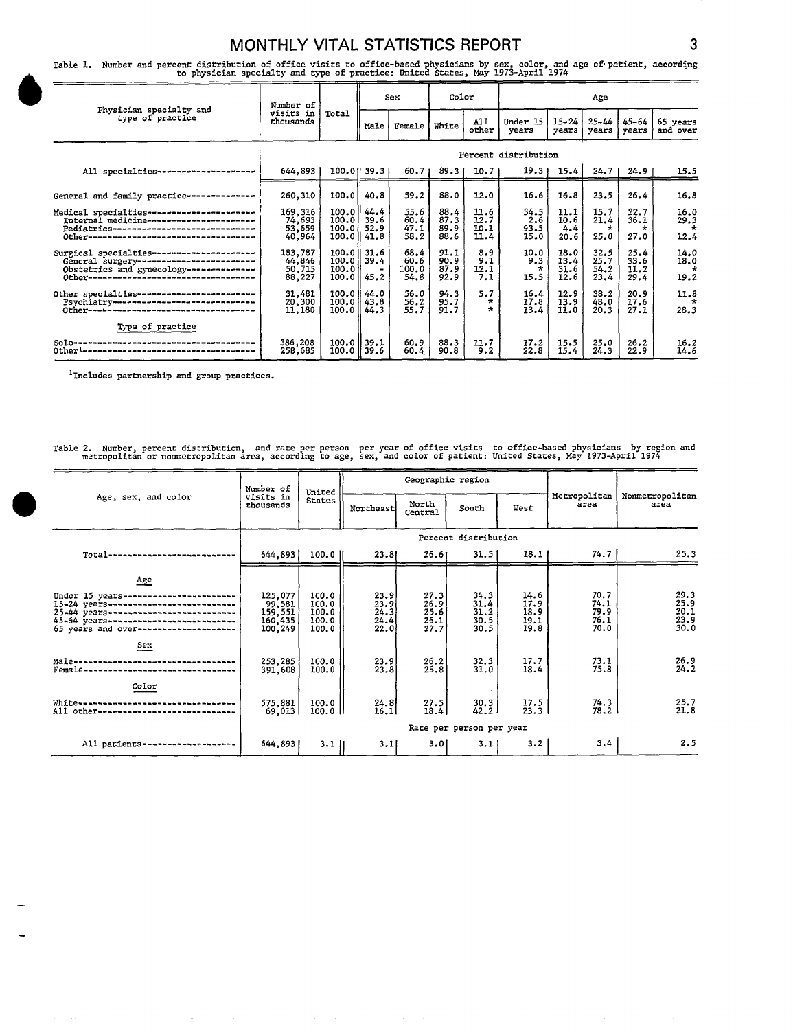Table 1. Number and percent distribution of office visits to office-based physicians by sex, color, and age of patient, according to physician specialty and type of practice: United States, May 1973-April 1974

| Physician specialty and type of practice | Number of visits in thousands | Total | Sex | | Color | | Age | | | | |
|---|---|---|---|---|---|---|---|---|---|---|---|
| | | | Male | Female | White | All other | Under 15 years | 15-24 years | 25-44 years | 45-64 years | 65 years and over |
| | | Percent distribution | | | | | | | | | |
| All specialties | 644,893 | 100.0 | 39.3 | 60.7 | 89.3 | 10.7 | 19.3 | 15.4 | 24.7 | 24.9 | 15.5 |
| General and family practice | 260,310 | 100.0 | 40.8 | 59.2 | 88.0 | 12.0 | 16.6 | 16.8 | 23.5 | 26.4 | 16.8 |
| Medical specialties | 169,316 | 100.0 | 44.4 | 55.6 | 88.4 | 11.6 | 34.5 | 11.1 | 15.7 | 22.7 | 16.0 |
| Internal medicine | 74,693 | 100.0 | 39.6 | 60.4 | 87.3 | 12.7 | 2.6 | 10.6 | 21.4 | 36.1 | 29.3 |
| Pediatrics | 53,659 | 100.0 | 52.9 | 47.1 | 89.9 | 10.1 | 93.5 | 4.4 | * | * | * |
| Other | 40,964 | 100.0 | 41.8 | 58.2 | 88.6 | 11.4 | 15.0 | 20.6 | 25.0 | 27.0 | 12.4 |
| Surgical specialties | 183,787 | 100.0 | 31.6 | 68.4 | 91.1 | 8.9 | 10.0 | 18.0 | 32.5 | 25.4 | 14.0 |
| General surgery | 44,846 | 100.0 | 39.4 | 60.6 | 90.9 | 9.1 | 9.3 | 13.4 | 25.7 | 33.6 | 18.0 |
| Obstetrics and gynecology | 50,715 | 100.0 | - | 100.0 | 87.9 | 12.1 | * | 31.6 | 54.2 | 11.2 | * |
| Other | 88,227 | 100.0 | 45.2 | 54.8 | 92.9 | 7.1 | 15.5 | 12.6 | 23.4 | 29.4 | 19.2 |
| Other specialties | 31,481 | 100.0 | 44.0 | 56.0 | 94.3 | 5.7 | 16.4 | 12.9 | 38.2 | 20.9 | 11.8 |
| Psychiatry | 20,300 | 100.0 | 43.8 | 56.2 | 95.7 | * | 17.8 | 13.9 | 48.0 | 17.6 | * |
| Other | 11,180 | 100.0 | 44.3 | 55.7 | 91.7 | * | 13.4 | 11.0 | 20.3 | 27.1 | 28.3 |
| Type of practice | | | | | | | | | | | |
| Solo | 386,208 | 100.0 | 39.1 | 60.9 | 88.3 | 11.7 | 17.2 | 15.5 | 25.0 | 26.2 | 16.2 |
| Other[1] | 258,685 | 100.0 | 39.6 | 60.4 | 90.8 | 9.2 | 22.8 | 15.4 | 24.3 | 22.9 | 14.6 |

[1]Includes partnership and group practices.

Table 2. Number, percent distribution, and rate per person per year of office visits to office-based physicians by region and metropolitan or nonmetropolitan area, according to age, sex, and color of patient: United States, May 1973-April 1974

| Age, sex, and color | Number of visits in thousands | United States | Geographic region | | | | Metropolitan area | Nonmetropolitan area |
|---|---|---|---|---|---|---|---|---|
| | | | Northeast | North Central | South | West | | |
| | | Percent distribution | | | | | | |
| Total | 644,893 | 100.0 | 23.8 | 26.6 | 31.5 | 18.1 | 74.7 | 25.3 |
| Age | | | | | | | | |
| Under 15 years | 125,077 | 100.0 | 23.9 | 27.3 | 34.3 | 14.6 | 70.7 | 29.3 |
| 15-24 years | 99,581 | 100.0 | 23.9 | 26.9 | 31.4 | 17.9 | 74.1 | 25.9 |
| 25-44 years | 159,551 | 100.0 | 24.3 | 25.6 | 31.2 | 18.9 | 79.9 | 20.1 |
| 45-64 years | 160,435 | 100.0 | 24.4 | 26.1 | 30.5 | 19.1 | 76.1 | 23.9 |
| 65 years and over | 100,249 | 100.0 | 22.0 | 27.7 | 30.5 | 19.8 | 70.0 | 30.0 |
| Sex | | | | | | | | |
| Male | 253,285 | 100.0 | 23.9 | 26.2 | 32.3 | 17.7 | 73.1 | 26.9 |
| Female | 391,608 | 100.0 | 23.8 | 26.8 | 31.0 | 18.4 | 75.8 | 24.2 |
| Color | | | | | | | | |
| White | 575,881 | 100.0 | 24.8 | 27.5 | 30.3 | 17.5 | 74.3 | 25.7 |
| All other | 69,013 | 100.0 | 16.1 | 18.4 | 42.2 | 23.3 | 78.2 | 21.8 |
| | | Rate per person per year | | | | | | |
| All patients | 644,893 | 3.1 | 3.1 | 3.0 | 3.1 | 3.2 | 3.4 | 2.5 |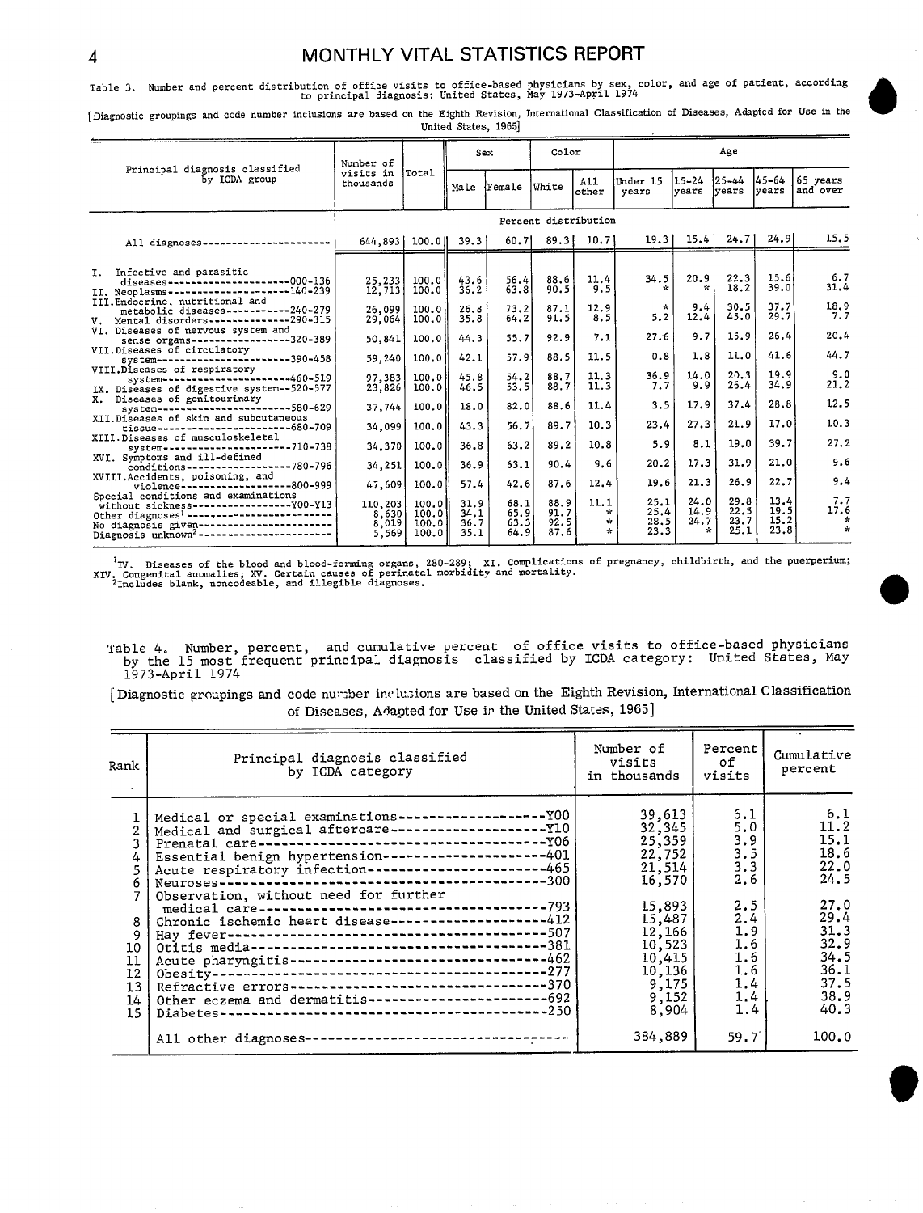Table 3. Number and percent distribution of office visits to office-based physicians by sex, color, and age of patient, according to principal diagnosis: United States, May 1973-April 1974

[Diagnostic groupings and code number inclusions are based on the Eighth Revision, International Classification of Diseases, Adapted for Use in the United States, 1965]

| Principal diagnosis classified by ICDA group | Number of visits in thousands | Total | Sex | | Color | | Age | | | | |
|---|---|---|---|---|---|---|---|---|---|---|---|
| | | | Male | Female | White | All other | Under 15 years | 15-24 years | 25-44 years | 45-64 years | 65 years and over |
| | | Percent distribution | | | | | | | | | |
| All diagnoses | 644,893 | 100.0 | 39.3 | 60.7 | 89.3 | 10.7 | 19.3 | 15.4 | 24.7 | 24.9 | 15.5 |
| I. Infective and parasitic diseases---000-136 | 25,233 | 100.0 | 43.6 | 56.4 | 88.6 | 11.4 | 34.5 | 20.9 | 22.3 | 15.6 | 6.7 |
| II. Neoplasms---140-239 | 12,713 | 100.0 | 36.2 | 63.8 | 90.5 | 9.5 | * | * | 18.2 | 39.0 | 31.4 |
| III. Endocrine, nutritional and metabolic diseases---240-279 | 26,099 | 100.0 | 26.8 | 73.2 | 87.1 | 12.9 | * | 9.4 | 30.5 | 37.7 | 18.9 |
| V. Mental disorders---290-315 | 29,064 | 100.0 | 35.8 | 64.2 | 91.5 | 8.5 | 5.2 | 12.4 | 45.0 | 29.7 | 7.7 |
| VI. Diseases of nervous system and sense organs---320-389 | 50,841 | 100.0 | 44.3 | 55.7 | 92.9 | 7.1 | 27.6 | 9.7 | 15.9 | 26.4 | 20.4 |
| VII. Diseases of circulatory system---390-458 | 59,240 | 100.0 | 42.1 | 57.9 | 88.5 | 11.5 | 0.8 | 1.8 | 11.0 | 41.6 | 44.7 |
| VIII. Diseases of respiratory system---460-519 | 97,383 | 100.0 | 45.8 | 54.2 | 88.7 | 11.3 | 36.9 | 14.0 | 20.3 | 19.9 | 9.0 |
| IX. Diseases of digestive system---520-577 | 23,826 | 100.0 | 46.5 | 53.5 | 88.7 | 11.3 | 7.7 | 9.9 | 26.4 | 34.9 | 21.2 |
| X. Diseases of genitourinary system---580-629 | 37,744 | 100.0 | 18.0 | 82.0 | 88.6 | 11.4 | 3.5 | 17.9 | 37.4 | 28.8 | 12.5 |
| XII. Diseases of skin and subcutaneous tissue---680-709 | 34,099 | 100.0 | 43.3 | 56.7 | 89.7 | 10.3 | 23.4 | 27.3 | 21.9 | 17.0 | 10.3 |
| XIII. Diseases of musculoskeletal system---710-738 | 34,370 | 100.0 | 36.8 | 63.2 | 89.2 | 10.8 | 5.9 | 8.1 | 19.0 | 39.7 | 27.2 |
| XVI. Symptoms and ill-defined conditions---780-796 | 34,251 | 100.0 | 36.9 | 63.1 | 90.4 | 9.6 | 20.2 | 17.3 | 31.9 | 21.0 | 9.6 |
| XVII. Accidents, poisoning, and violence---800-999 | 47,609 | 100.0 | 57.4 | 42.6 | 87.6 | 12.4 | 19.6 | 21.3 | 26.9 | 22.7 | 9.4 |
| Special conditions and examinations without sickness---Y00-Y13 | 110,203 | 100.0 | 31.9 | 68.1 | 88.9 | 11.1 | 25.1 | 24.0 | 29.8 | 13.4 | 7.7 |
| Other diagnoses[1] | 8,630 | 100.0 | 34.1 | 65.9 | 91.7 | * | 25.4 | 14.9 | 22.5 | 19.5 | 17.6 |
| No diagnosis given | 8,019 | 100.0 | 36.7 | 63.3 | 92.5 | * | 28.5 | 24.7 | 23.7 | 15.2 | * |
| Diagnosis unknown[2] | 5,569 | 100.0 | 35.1 | 64.9 | 87.6 | * | 23.3 | * | 25.1 | 23.8 | * |

[1]IV. Diseases of the blood and blood-forming organs, 280-289; XI. Complications of pregnancy, childbirth, and the puerperium; XIV. Congenital anomalies; XV. Certain causes of perinatal morbidity and mortality.
[2]Includes blank, noncodeable, and illegible diagnoses.

Table 4. Number, percent, and cumulative percent of office visits to office-based physicians by the 15 most frequent principal diagnosis classified by ICDA category: United States, May 1973-April 1974

[Diagnostic groupings and code number inclusions are based on the Eighth Revision, International Classification of Diseases, Adapted for Use in the United States, 1965]

| Rank | Principal diagnosis classified by ICDA category | Number of visits in thousands | Percent of visits | Cumulative percent |
|---|---|---|---|---|
| 1 | Medical or special examinations---Y00 | 39,613 | 6.1 | 6.1 |
| 2 | Medical and surgical aftercare---Y10 | 32,345 | 5.0 | 11.2 |
| 3 | Prenatal care---Y06 | 25,359 | 3.9 | 15.1 |
| 4 | Essential benign hypertension---401 | 22,752 | 3.5 | 18.6 |
| 5 | Acute respiratory infection---465 | 21,514 | 3.3 | 22.0 |
| 6 | Neuroses---300 | 16,570 | 2.6 | 24.5 |
| 7 | Observation, without need for further medical care---793 | 15,893 | 2.5 | 27.0 |
| 8 | Chronic ischemic heart disease---412 | 15,487 | 2.4 | 29.4 |
| 9 | Hay fever---507 | 12,166 | 1.9 | 31.3 |
| 10 | Otitis media---381 | 10,523 | 1.6 | 32.9 |
| 11 | Acute pharyngitis---462 | 10,415 | 1.6 | 34.5 |
| 12 | Obesity---277 | 10,136 | 1.6 | 36.1 |
| 13 | Refractive errors---370 | 9,175 | 1.4 | 37.5 |
| 14 | Other eczema and dermatitis---692 | 9,152 | 1.4 | 38.9 |
| 15 | Diabetes---250 | 8,904 | 1.4 | 40.3 |
| | All other diagnoses | 384,889 | 59.7 | 100.0 |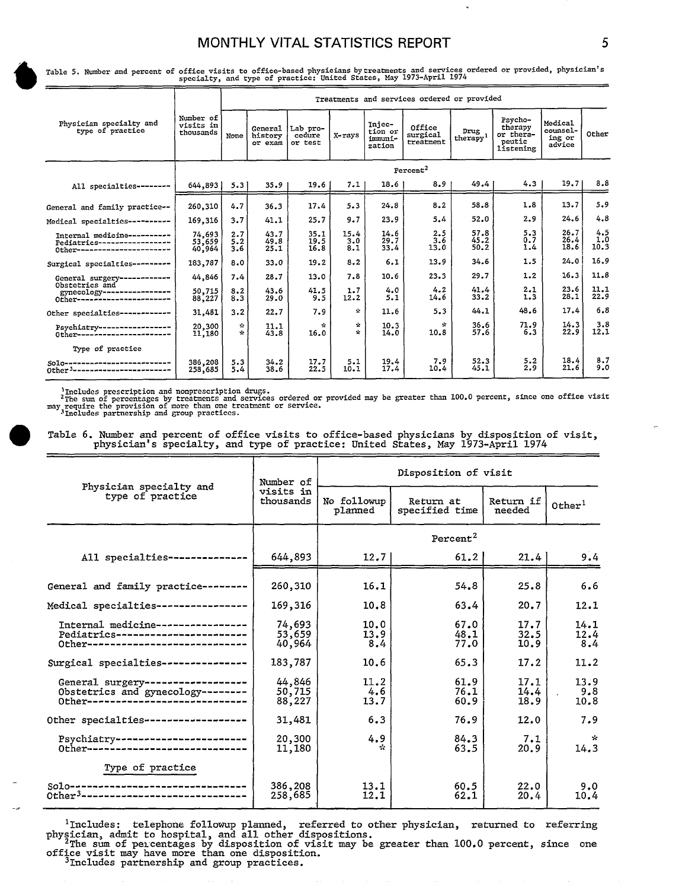Table 5. Number and percent of office visits to office-based physicians by treatments and services ordered or provided, physician's specialty, and type of practice: United States, May 1973-April 1974

| Physician specialty and type of practice | Number of visits in thousands | Treatments and services ordered or provided | | | | | | | | | |
|---|---|---|---|---|---|---|---|---|---|---|---|
| | | None | General history or exam | Lab procedure or test | X-rays | Injection or immunization | Office surgical treatment | Drug therapy[1] | Psychotherapy or therapeutic listening | Medical counseling or advice | Other |
| | | Percent[2] | | | | | | | | | |
| All specialties | 644,893 | 5.3 | 35.9 | 19.6 | 7.1 | 18.6 | 8.9 | 49.4 | 4.3 | 19.7 | 8.8 |
| General and family practice | 260,310 | 4.7 | 36.3 | 17.4 | 5.3 | 24.8 | 8.2 | 58.8 | 1.8 | 13.7 | 5.9 |
| Medical specialties | 169,316 | 3.7 | 41.1 | 25.7 | 9.7 | 23.9 | 5.4 | 52.0 | 2.9 | 24.6 | 4.8 |
| Internal medicine | 74,693 | 2.7 | 43.7 | 35.1 | 15.4 | 14.6 | 2.5 | 57.8 | 5.3 | 26.7 | 4.5 |
| Pediatrics | 53,659 | 5.2 | 49.8 | 19.5 | 3.0 | 29.7 | 3.6 | 45.2 | 0.7 | 26.4 | 1.0 |
| Other | 40,964 | 3.6 | 25.1 | 16.8 | 8.1 | 33.4 | 13.0 | 50.2 | 1.4 | 18.6 | 10.3 |
| Surgical specialties | 183,787 | 8.0 | 33.0 | 19.2 | 8.2 | 6.1 | 13.9 | 34.6 | 1.5 | 24.0 | 16.9 |
| General surgery | 44,846 | 7.4 | 28.7 | 13.0 | 7.8 | 10.6 | 23.3 | 29.7 | 1.2 | 16.3 | 11.8 |
| Obstetrics and gynecology | 50,715 | 8.2 | 43.6 | 41.5 | 1.7 | 4.0 | 4.2 | 41.4 | 2.1 | 23.6 | 11.1 |
| Other | 88,227 | 8.3 | 29.0 | 9.5 | 12.2 | 5.1 | 14.6 | 33.2 | 1.3 | 28.1 | 22.9 |
| Other specialties | 31,481 | 3.2 | 22.7 | 7.9 | * | 11.6 | 5.3 | 44.1 | 48.6 | 17.4 | 6.8 |
| Psychiatry | 20,300 | * | 11.1 | * | * | 10.3 | * | 36.6 | 71.9 | 14.3 | 3.8 |
| Other | 11,180 | * | 43.8 | 16.0 | * | 14.0 | 10.8 | 57.6 | 6.3 | 22.9 | 12.1 |
| Type of practice | | | | | | | | | | | |
| Solo | 386,208 | 5.3 | 34.2 | 17.7 | 5.1 | 19.4 | 7.9 | 52.3 | 5.2 | 18.4 | 8.7 |
| Other[3] | 258,685 | 5.4 | 38.6 | 22.5 | 10.1 | 17.4 | 10.4 | 45.1 | 2.9 | 21.6 | 9.0 |

[1]Includes prescription and nonprescription drugs.
[2]The sum of percentages by treatments and services ordered or provided may be greater than 100.0 percent, since one office visit may require the provision of more than one treatment or service.
[3]Includes partnership and group practices.

Table 6. Number and percent of office visits to office-based physicians by disposition of visit, physician's specialty, and type of practice: United States, May 1973-April 1974

| Physician specialty and type of practice | Number of visits in thousands | Disposition of visit | | | |
|---|---|---|---|---|---|
| | | No followup planned | Return at specified time | Return if needed | Other[1] |
| | | Percent[2] | | | |
| All specialties | 644,893 | 12.7 | 61.2 | 21.4 | 9.4 |
| General and family practice | 260,310 | 16.1 | 54.8 | 25.8 | 6.6 |
| Medical specialties | 169,316 | 10.8 | 63.4 | 20.7 | 12.1 |
| Internal medicine | 74,693 | 10.0 | 67.0 | 17.7 | 14.1 |
| Pediatrics | 53,659 | 13.9 | 48.1 | 32.5 | 12.4 |
| Other | 40,964 | 8.4 | 77.0 | 10.9 | 8.4 |
| Surgical specialties | 183,787 | 10.6 | 65.3 | 17.2 | 11.2 |
| General surgery | 44,846 | 11.2 | 61.9 | 17.1 | 13.9 |
| Obstetrics and gynecology | 50,715 | 4.6 | 76.1 | 14.4 | 9.8 |
| Other | 88,227 | 13.7 | 60.9 | 18.9 | 10.8 |
| Other specialties | 31,481 | 6.3 | 76.9 | 12.0 | 7.9 |
| Psychiatry | 20,300 | 4.9 | 84.3 | 7.1 | * |
| Other | 11,180 | * | 63.5 | 20.9 | 14.3 |
| Type of practice | | | | | |
| Solo | 386,208 | 13.1 | 60.5 | 22.0 | 9.0 |
| Other[3] | 258,685 | 12.1 | 62.1 | 20.4 | 10.4 |

[1]Includes: telephone followup planned, referred to other physician, returned to referring physician, admit to hospital, and all other dispositions.
[2]The sum of percentages by disposition of visit may be greater than 100.0 percent, since one office visit may have more than one disposition.
[3]Includes partnership and group practices.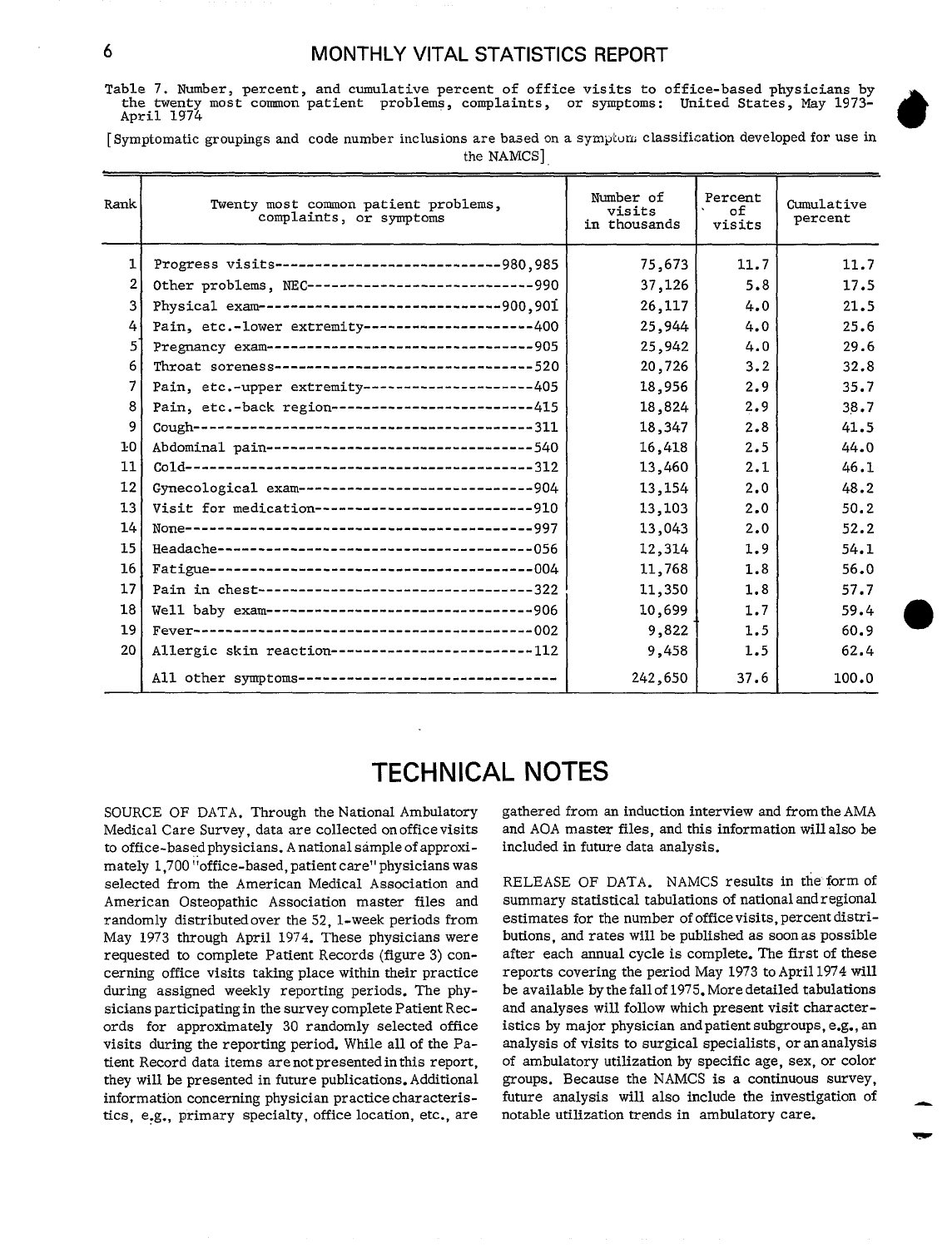Table 7. Number, percent, and cumulative percent of office visits to office-based physicians by the twenty most common patient problems, complaints, or symptoms: United States, May 1973-April 1974

[Symptomatic groupings and code number inclusions are based on a symptom classification developed for use in the NAMCS]

| Rank | Twenty most common patient problems, complaints, or symptoms | Number of visits in thousands | Percent of visits | Cumulative percent |
|---|---|---|---|---|
| 1 | Progress visits----------------------------980,985 | 75,673 | 11.7 | 11.7 |
| 2 | Other problems, NEC----------------------------990 | 37,126 | 5.8 | 17.5 |
| 3 | Physical exam------------------------------900,901 | 26,117 | 4.0 | 21.5 |
| 4 | Pain, etc.-lower extremity---------------------400 | 25,944 | 4.0 | 25.6 |
| 5 | Pregnancy exam---------------------------------905 | 25,942 | 4.0 | 29.6 |
| 6 | Throat soreness--------------------------------520 | 20,726 | 3.2 | 32.8 |
| 7 | Pain, etc.-upper extremity---------------------405 | 18,956 | 2.9 | 35.7 |
| 8 | Pain, etc.-back region-------------------------415 | 18,824 | 2.9 | 38.7 |
| 9 | Cough------------------------------------------311 | 18,347 | 2.8 | 41.5 |
| 10 | Abdominal pain---------------------------------540 | 16,418 | 2.5 | 44.0 |
| 11 | Cold-------------------------------------------312 | 13,460 | 2.1 | 46.1 |
| 12 | Gynecological exam-----------------------------904 | 13,154 | 2.0 | 48.2 |
| 13 | Visit for medication---------------------------910 | 13,103 | 2.0 | 50.2 |
| 14 | None-------------------------------------------997 | 13,043 | 2.0 | 52.2 |
| 15 | Headache---------------------------------------056 | 12,314 | 1.9 | 54.1 |
| 16 | Fatigue----------------------------------------004 | 11,768 | 1.8 | 56.0 |
| 17 | Pain in chest----------------------------------322 | 11,350 | 1.8 | 57.7 |
| 18 | Well baby exam---------------------------------906 | 10,699 | 1.7 | 59.4 |
| 19 | Fever------------------------------------------002 | 9,822 | 1.5 | 60.9 |
| 20 | Allergic skin reaction-------------------------112 | 9,458 | 1.5 | 62.4 |
|  | All other symptoms-------------------------------- | 242,650 | 37.6 | 100.0 |

# TECHNICAL NOTES

SOURCE OF DATA. Through the National Ambulatory Medical Care Survey, data are collected on office visits to office-based physicians. A national sample of approximately 1,700 "office-based, patient care" physicians was selected from the American Medical Association and American Osteopathic Association master files and randomly distributed over the 52, 1-week periods from May 1973 through April 1974. These physicians were requested to complete Patient Records (figure 3) concerning office visits taking place within their practice during assigned weekly reporting periods. The physicians participating in the survey complete Patient Records for approximately 30 randomly selected office visits during the reporting period. While all of the Patient Record data items are not presented in this report, they will be presented in future publications. Additional information concerning physician practice characteristics, e.g., primary specialty, office location, etc., are gathered from an induction interview and from the AMA and AOA master files, and this information will also be included in future data analysis.

RELEASE OF DATA. NAMCS results in the form of summary statistical tabulations of national and regional estimates for the number of office visits, percent distributions, and rates will be published as soon as possible after each annual cycle is complete. The first of these reports covering the period May 1973 to April 1974 will be available by the fall of 1975. More detailed tabulations and analyses will follow which present visit characteristics by major physician and patient subgroups, e.g., an analysis of visits to surgical specialists, or an analysis of ambulatory utilization by specific age, sex, or color groups. Because the NAMCS is a continuous survey, future analysis will also include the investigation of notable utilization trends in ambulatory care.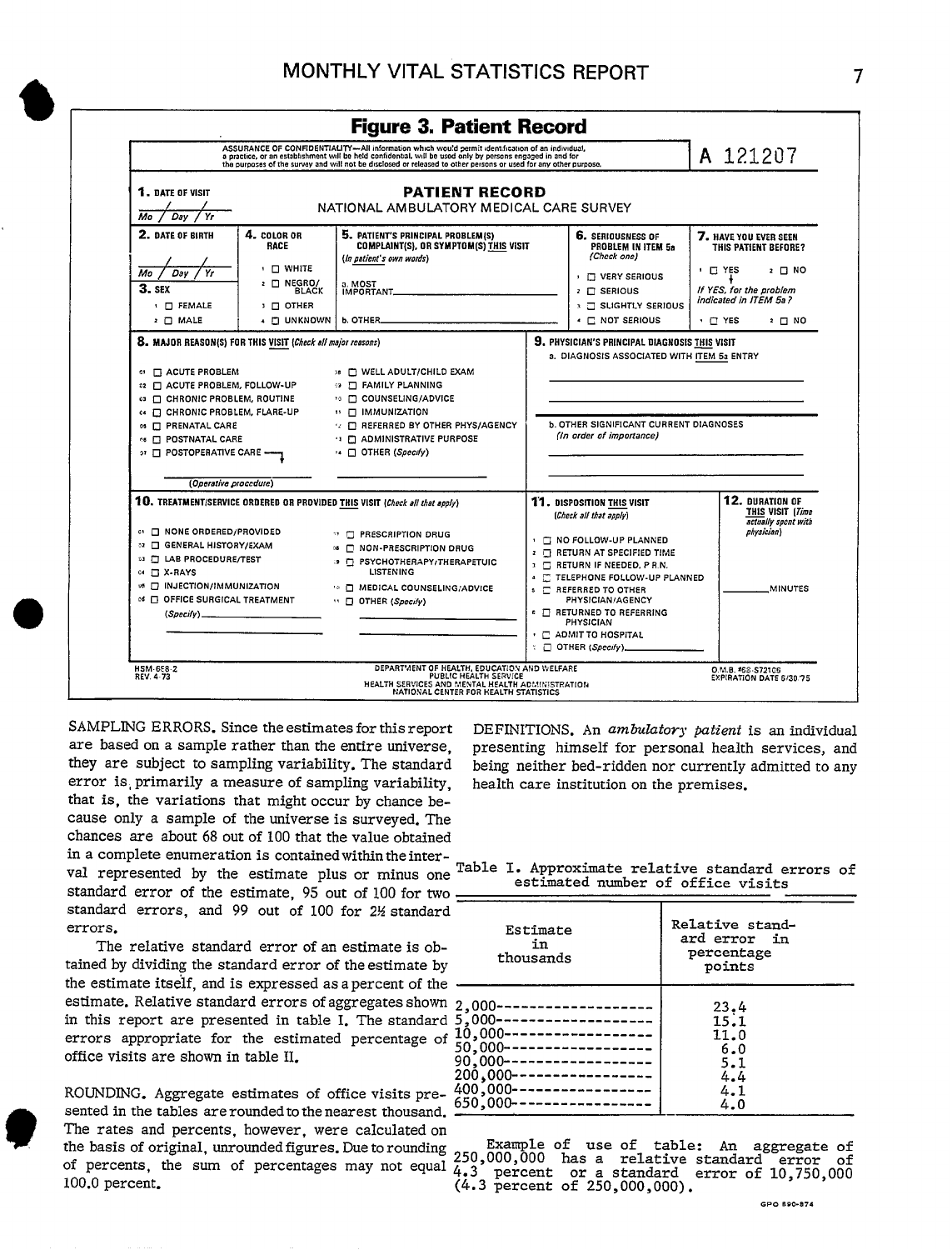## Figure 3. Patient Record

ASSURANCE OF CONFIDENTIALITY—All information which would permit identification of an individual, a practice, or an establishment will be held confidential, will be used only by persons engaged in and for the purposes of the survey and will not be disclosed or released to other persons or used for any other purpose.

A 121207

**PATIENT RECORD**
NATIONAL AMBULATORY MEDICAL CARE SURVEY

**1.** DATE OF VISIT
Mo / Day / Yr

**2.** DATE OF BIRTH
Mo / Day / Yr

**3.** SEX
1 ☐ FEMALE
2 ☐ MALE

**4.** COLOR OR RACE
1 ☐ WHITE
2 ☐ NEGRO/BLACK
3 ☐ OTHER
4 ☐ UNKNOWN

**5.** PATIENT'S PRINCIPAL PROBLEM(S) COMPLAINT(S), OR SYMPTOM(S) THIS VISIT (*In patient's own words*)
a. MOST IMPORTANT ______
b. OTHER ______

**6.** SERIOUSNESS OF PROBLEM IN ITEM 5a (*Check one*)
1 ☐ VERY SERIOUS
2 ☐ SERIOUS
3 ☐ SLIGHTLY SERIOUS
4 ☐ NOT SERIOUS

**7.** HAVE YOU EVER SEEN THIS PATIENT BEFORE?
1 ☐ YES 2 ☐ NO
If YES, for the problem indicated in ITEM 5a?
1 ☐ YES 2 ☐ NO

**8.** MAJOR REASON(S) FOR THIS VISIT (*Check all major reasons*)
01 ☐ ACUTE PROBLEM
02 ☐ ACUTE PROBLEM, FOLLOW-UP
03 ☐ CHRONIC PROBLEM, ROUTINE
04 ☐ CHRONIC PROBLEM, FLARE-UP
05 ☐ PRENATAL CARE
06 ☐ POSTNATAL CARE
07 ☐ POSTOPERATIVE CARE
(Operative procedure) ______
08 ☐ WELL ADULT/CHILD EXAM
09 ☐ FAMILY PLANNING
10 ☐ COUNSELING/ADVICE
11 ☐ IMMUNIZATION
12 ☐ REFERRED BY OTHER PHYS/AGENCY
13 ☐ ADMINISTRATIVE PURPOSE
14 ☐ OTHER (*Specify*) ______

**9.** PHYSICIAN'S PRINCIPAL DIAGNOSIS THIS VISIT
a. DIAGNOSIS ASSOCIATED WITH ITEM 5a ENTRY
______
b. OTHER SIGNIFICANT CURRENT DIAGNOSES (*In order of importance*)
______

**10.** TREATMENT/SERVICE ORDERED OR PROVIDED THIS VISIT (*Check all that apply*)
01 ☐ NONE ORDERED/PROVIDED
02 ☐ GENERAL HISTORY/EXAM
03 ☐ LAB PROCEDURE/TEST
04 ☐ X-RAYS
05 ☐ INJECTION/IMMUNIZATION
06 ☐ OFFICE SURGICAL TREATMENT
(Specify) ______
07 ☐ PRESCRIPTION DRUG
08 ☐ NON-PRESCRIPTION DRUG
09 ☐ PSYCHOTHERAPY/THERAPEUTIC LISTENING
10 ☐ MEDICAL COUNSELING/ADVICE
11 ☐ OTHER (*Specify*) ______

**11.** DISPOSITION THIS VISIT (*Check all that apply*)
1 ☐ NO FOLLOW-UP PLANNED
2 ☐ RETURN AT SPECIFIED TIME
3 ☐ RETURN IF NEEDED, P.R.N.
4 ☐ TELEPHONE FOLLOW-UP PLANNED
5 ☐ REFERRED TO OTHER PHYSICIAN/AGENCY
6 ☐ RETURNED TO REFERRING PHYSICIAN
7 ☐ ADMIT TO HOSPITAL
8 ☐ OTHER (*Specify*) ______

**12.** DURATION OF THIS VISIT (*Time actually spent with physician*)
______ MINUTES

HSM-658-2
REV. 4-73

DEPARTMENT OF HEALTH, EDUCATION AND WELFARE
PUBLIC HEALTH SERVICE
HEALTH SERVICES AND MENTAL HEALTH ADMINISTRATION
NATIONAL CENTER FOR HEALTH STATISTICS

O.M.B. #68-S72106
EXPIRATION DATE 6/30/75

SAMPLING ERRORS. Since the estimates for this report are based on a sample rather than the entire universe, they are subject to sampling variability. The standard error is primarily a measure of sampling variability, that is, the variations that might occur by chance because only a sample of the universe is surveyed. The chances are about 68 out of 100 that the value obtained in a complete enumeration is contained within the interval represented by the estimate plus or minus one standard error of the estimate, 95 out of 100 for two standard errors, and 99 out of 100 for 2½ standard errors.

The relative standard error of an estimate is obtained by dividing the standard error of the estimate by the estimate itself, and is expressed as a percent of the estimate. Relative standard errors of aggregates shown in this report are presented in table I. The standard errors appropriate for the estimated percentage of office visits are shown in table II.

ROUNDING. Aggregate estimates of office visits presented in the tables are rounded to the nearest thousand. The rates and percents, however, were calculated on the basis of original, unrounded figures. Due to rounding of percents, the sum of percentages may not equal 100.0 percent.

DEFINITIONS. An *ambulatory patient* is an individual presenting himself for personal health services, and being neither bed-ridden nor currently admitted to any health care institution on the premises.

Table I. Approximate relative standard errors of estimated number of office visits

| Estimate in thousands | Relative standard error in percentage points |
|---|---|
| 2,000 | 23.4 |
| 5,000 | 15.1 |
| 10,000 | 11.0 |
| 50,000 | 6.0 |
| 90,000 | 5.1 |
| 200,000 | 4.4 |
| 400,000 | 4.1 |
| 650,000 | 4.0 |

Example of use of table: An aggregate of 250,000,000 has a relative standard error of 4.3 percent or a standard error of 10,750,000 (4.3 percent of 250,000,000).

GPO 890-874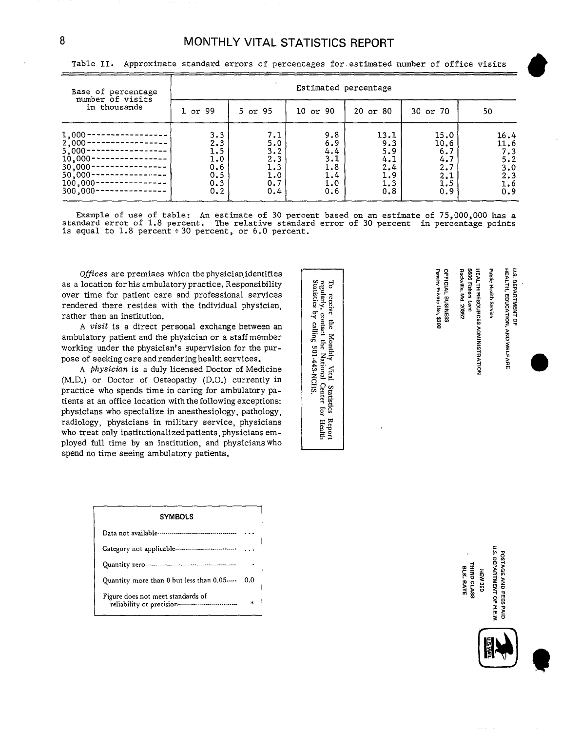Table II. Approximate standard errors of percentages for estimated number of office visits

| Base of percentage number of visits in thousands | Estimated percentage | | | | | |
|---|---|---|---|---|---|---|
| | 1 or 99 | 5 or 95 | 10 or 90 | 20 or 80 | 30 or 70 | 50 |
| 1,000 | 3.3 | 7.1 | 9.8 | 13.1 | 15.0 | 16.4 |
| 2,000 | 2.3 | 5.0 | 6.9 | 9.3 | 10.6 | 11.6 |
| 5,000 | 1.5 | 3.2 | 4.4 | 5.9 | 6.7 | 7.3 |
| 10,000 | 1.0 | 2.3 | 3.1 | 4.1 | 4.7 | 5.2 |
| 30,000 | 0.6 | 1.3 | 1.8 | 2.4 | 2.7 | 3.0 |
| 50,000 | 0.5 | 1.0 | 1.4 | 1.9 | 2.1 | 2.3 |
| 100,000 | 0.3 | 0.7 | 1.0 | 1.3 | 1.5 | 1.6 |
| 300,000 | 0.2 | 0.4 | 0.6 | 0.8 | 0.9 | 0.9 |

Example of use of table: An estimate of 30 percent based on an estimate of 75,000,000 has a standard error of 1.8 percent. The relative standard error of 30 percent in percentage points is equal to 1.8 percent ÷ 30 percent, or 6.0 percent.

*Offices* are premises which the physician identifies as a location for his ambulatory practice. Responsibility over time for patient care and professional services rendered there resides with the individual physician, rather than an institution.

A *visit* is a direct personal exchange between an ambulatory patient and the physician or a staff member working under the physician's supervision for the purpose of seeking care and rendering health services.

A *physician* is a duly licensed Doctor of Medicine (M.D.) or Doctor of Osteopathy (D.O.) currently in practice who spends time in caring for ambulatory patients at an office location with the following exceptions: physicians who specialize in anesthesiology, pathology, radiology, physicians in military service, physicians who treat only institutionalized patients, physicians employed full time by an institution, and physicians who spend no time seeing ambulatory patients.

To receive the Monthly Vital Statistics Report regularly, contact the National Center for Health Statistics by calling 301-443-NCHS.

U.S. DEPARTMENT OF
HEALTH, EDUCATION, AND WELFARE
Public Health Service
HEALTH RESOURCES ADMINISTRATION
5600 Fishers Lane
Rockville, Md. 20852

OFFICIAL BUSINESS
Penalty Private Use, $300

POSTAGE AND FEES PAID
U.S. DEPARTMENT OF H.E.W.
HEW 390
THIRD CLASS
BLK. RATE

| SYMBOLS | |
|---|---|
| Data not available | --- |
| Category not applicable | . . . |
| Quantity zero | - |
| Quantity more than 0 but less than 0.05 | 0.0 |
| Figure does not meet standards of reliability or precision | * |